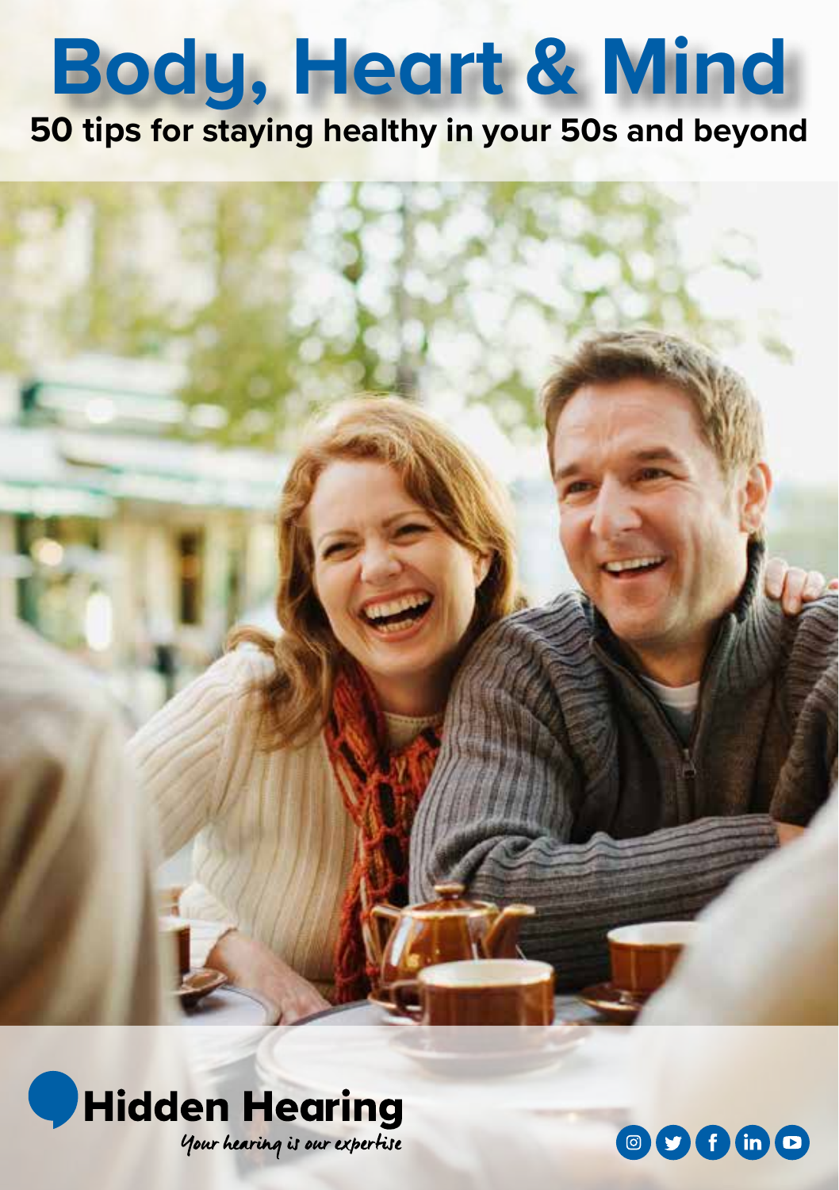# Body, Heart & Mind

## 50 tips for staying healthy in your 50s and beyond

**Hidden Hearing**

*Your hearing is our expertise*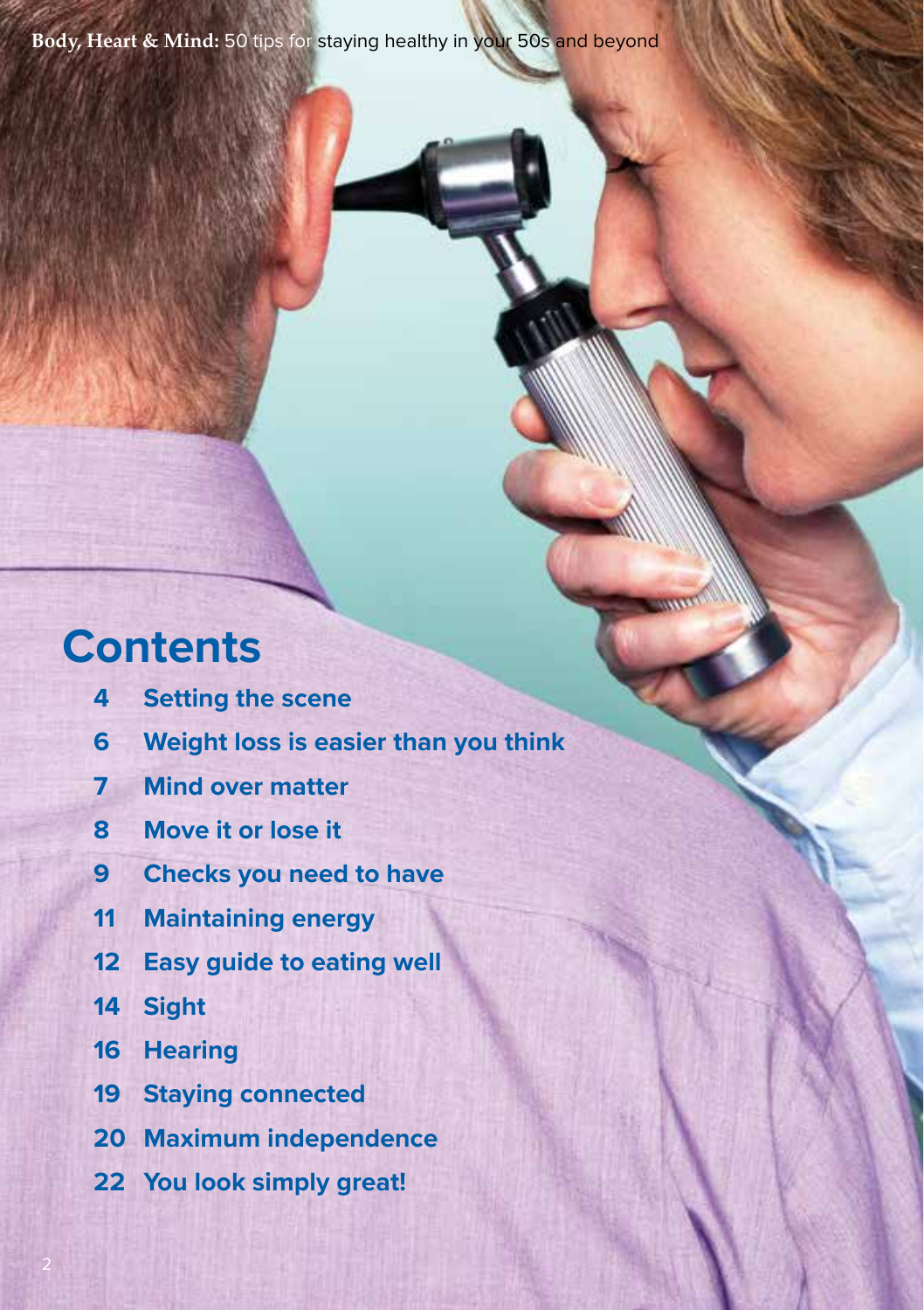# Contents

4 Setting the scene

6 Weight loss is easier than you think

7 Mind over matter

8 Move it or lose it

9 Checks you need to have

11 Maintaining energy

12 Easy guide to eating well

14 Sight

16 Hearing

19 Staying connected

20 Maximum independence

22 You look simply great!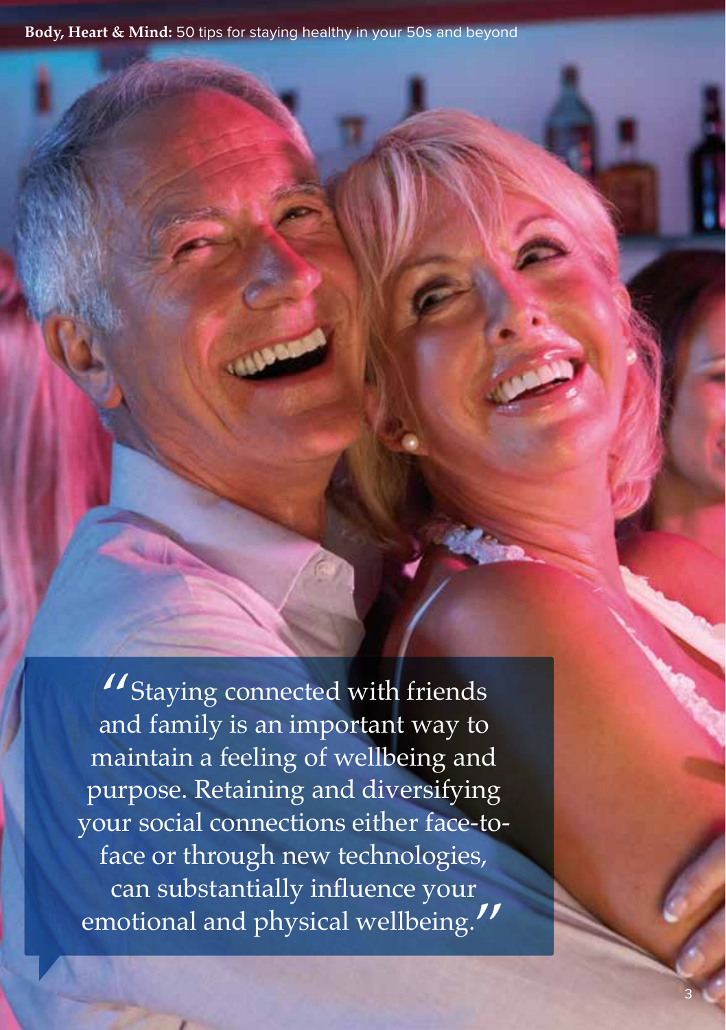"Staying connected with friends and family is an important way to maintain a feeling of wellbeing and purpose. Retaining and diversifying your social connections either face-to-face or through new technologies, can substantially influence your emotional and physical wellbeing."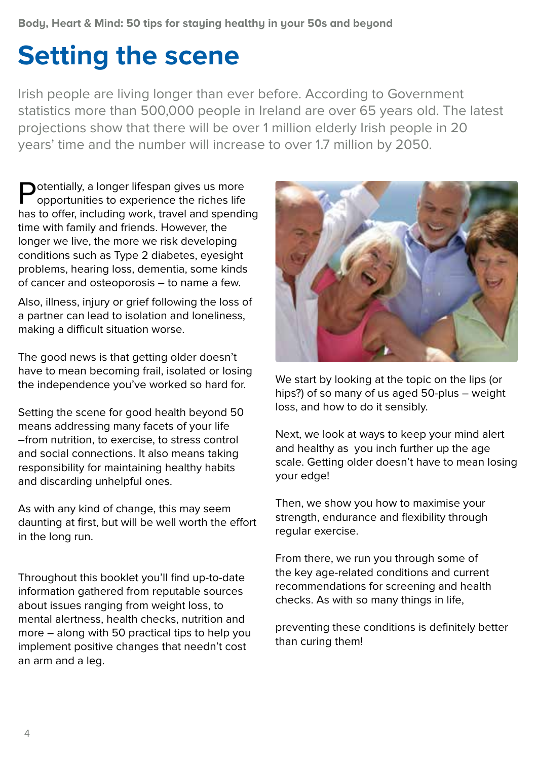# Setting the scene

Irish people are living longer than ever before. According to Government statistics more than 500,000 people in Ireland are over 65 years old. The latest projections show that there will be over 1 million elderly Irish people in 20 years' time and the number will increase to over 1.7 million by 2050.

Potentially, a longer lifespan gives us more opportunities to experience the riches life has to offer, including work, travel and spending time with family and friends. However, the longer we live, the more we risk developing conditions such as Type 2 diabetes, eyesight problems, hearing loss, dementia, some kinds of cancer and osteoporosis – to name a few.

Also, illness, injury or grief following the loss of a partner can lead to isolation and loneliness, making a difficult situation worse.

The good news is that getting older doesn't have to mean becoming frail, isolated or losing the independence you've worked so hard for.

Setting the scene for good health beyond 50 means addressing many facets of your life –from nutrition, to exercise, to stress control and social connections. It also means taking responsibility for maintaining healthy habits and discarding unhelpful ones.

As with any kind of change, this may seem daunting at first, but will be well worth the effort in the long run.

Throughout this booklet you'll find up-to-date information gathered from reputable sources about issues ranging from weight loss, to mental alertness, health checks, nutrition and more – along with 50 practical tips to help you implement positive changes that needn't cost an arm and a leg.

We start by looking at the topic on the lips (or hips?) of so many of us aged 50-plus – weight loss, and how to do it sensibly.

Next, we look at ways to keep your mind alert and healthy as you inch further up the age scale. Getting older doesn't have to mean losing your edge!

Then, we show you how to maximise your strength, endurance and flexibility through regular exercise.

From there, we run you through some of the key age-related conditions and current recommendations for screening and health checks. As with so many things in life,

preventing these conditions is definitely better than curing them!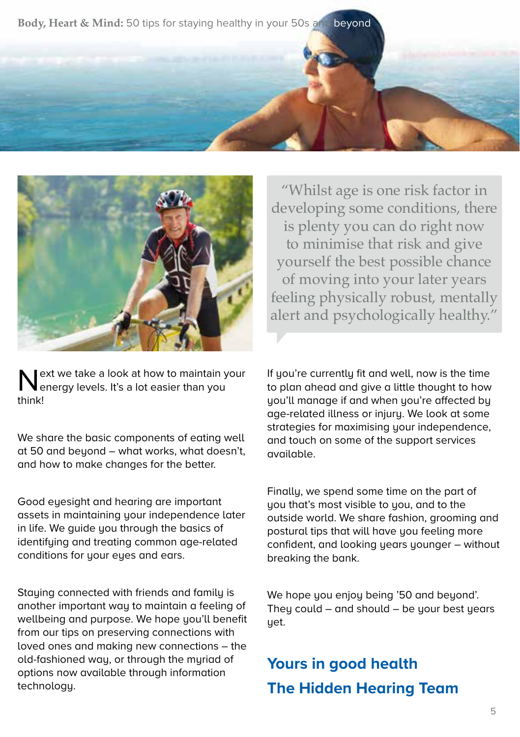> "Whilst age is one risk factor in developing some conditions, there is plenty you can do right now to minimise that risk and give yourself the best possible chance of moving into your later years feeling physically robust, mentally alert and psychologically healthy."

Next we take a look at how to maintain your energy levels. It's a lot easier than you think!

We share the basic components of eating well at 50 and beyond – what works, what doesn't, and how to make changes for the better.

Good eyesight and hearing are important assets in maintaining your independence later in life. We guide you through the basics of identifying and treating common age-related conditions for your eyes and ears.

Staying connected with friends and family is another important way to maintain a feeling of wellbeing and purpose. We hope you'll benefit from our tips on preserving connections with loved ones and making new connections – the old-fashioned way, or through the myriad of options now available through information technology.

If you're currently fit and well, now is the time to plan ahead and give a little thought to how you'll manage if and when you're affected by age-related illness or injury. We look at some strategies for maximising your independence, and touch on some of the support services available.

Finally, we spend some time on the part of you that's most visible to you, and to the outside world. We share fashion, grooming and postural tips that will have you feeling more confident, and looking years younger – without breaking the bank.

We hope you enjoy being '50 and beyond'. They could – and should – be your best years yet.

**Yours in good health**
**The Hidden Hearing Team**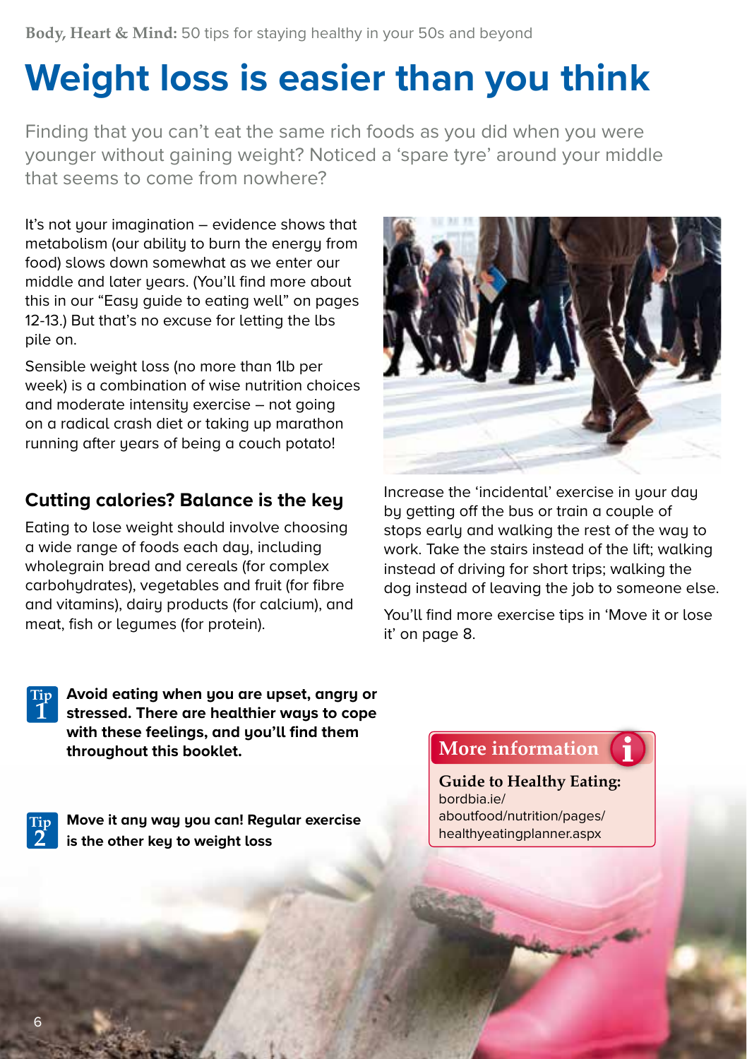# Weight loss is easier than you think

Finding that you can't eat the same rich foods as you did when you were younger without gaining weight? Noticed a 'spare tyre' around your middle that seems to come from nowhere?

It's not your imagination – evidence shows that metabolism (our ability to burn the energy from food) slows down somewhat as we enter our middle and later years. (You'll find more about this in our "Easy guide to eating well" on pages 12-13.) But that's no excuse for letting the lbs pile on.

Sensible weight loss (no more than 1lb per week) is a combination of wise nutrition choices and moderate intensity exercise – not going on a radical crash diet or taking up marathon running after years of being a couch potato!

## Cutting calories? Balance is the key

Eating to lose weight should involve choosing a wide range of foods each day, including wholegrain bread and cereals (for complex carbohydrates), vegetables and fruit (for fibre and vitamins), dairy products (for calcium), and meat, fish or legumes (for protein).

Increase the 'incidental' exercise in your day by getting off the bus or train a couple of stops early and walking the rest of the way to work. Take the stairs instead of the lift; walking instead of driving for short trips; walking the dog instead of leaving the job to someone else.

You'll find more exercise tips in 'Move it or lose it' on page 8.

**Tip 1** **Avoid eating when you are upset, angry or stressed. There are healthier ways to cope with these feelings, and you'll find them throughout this booklet.**

**Tip 2** **Move it any way you can! Regular exercise is the other key to weight loss**

**More information**

**Guide to Healthy Eating:**
bordbia.ie/aboutfood/nutrition/pages/healthyeatingplanner.aspx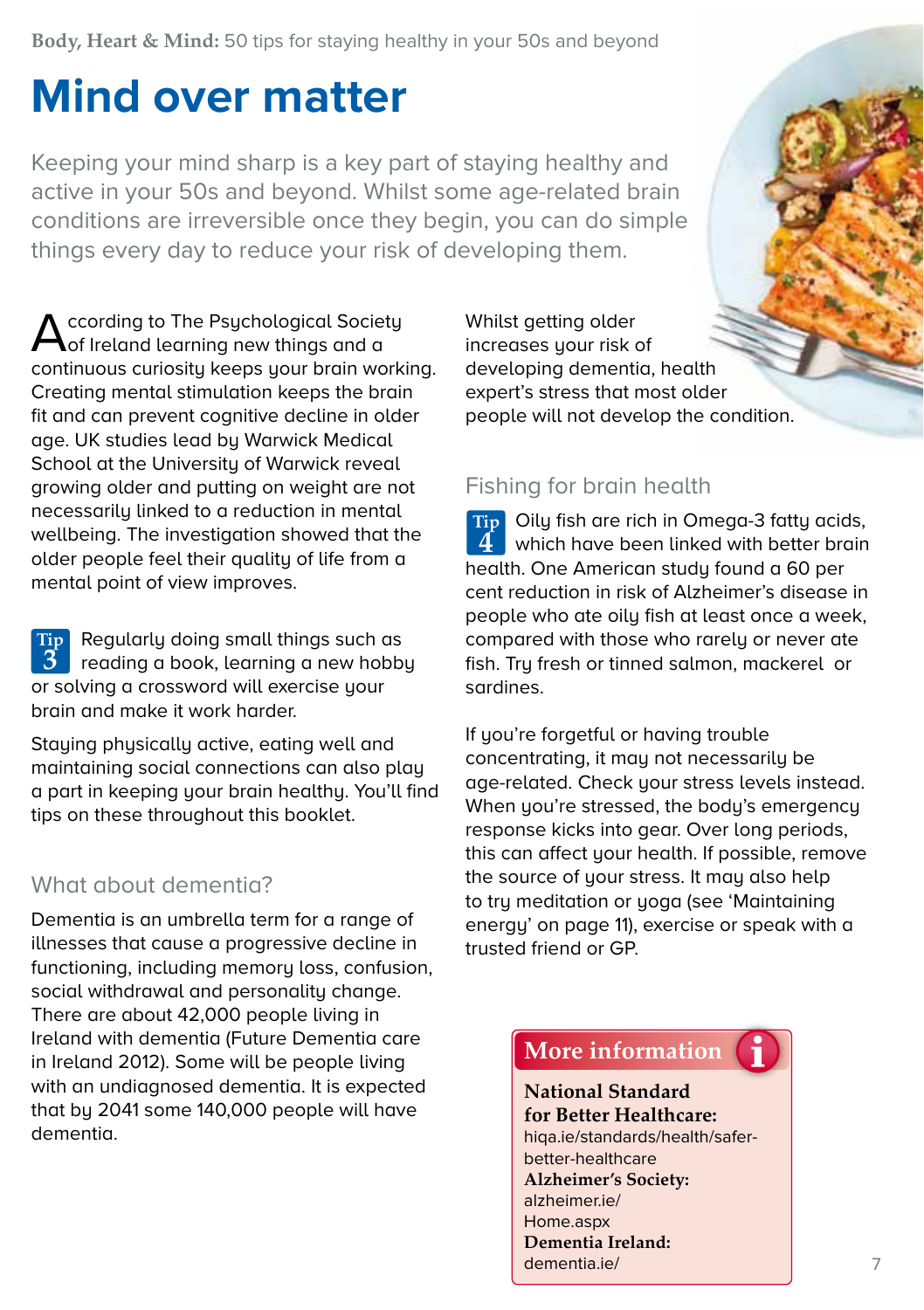# Mind over matter

Keeping your mind sharp is a key part of staying healthy and active in your 50s and beyond. Whilst some age-related brain conditions are irreversible once they begin, you can do simple things every day to reduce your risk of developing them.

According to The Psychological Society of Ireland learning new things and a continuous curiosity keeps your brain working. Creating mental stimulation keeps the brain fit and can prevent cognitive decline in older age. UK studies lead by Warwick Medical School at the University of Warwick reveal growing older and putting on weight are not necessarily linked to a reduction in mental wellbeing. The investigation showed that the older people feel their quality of life from a mental point of view improves.

**Tip 3** Regularly doing small things such as reading a book, learning a new hobby or solving a crossword will exercise your brain and make it work harder.

Staying physically active, eating well and maintaining social connections can also play a part in keeping your brain healthy. You'll find tips on these throughout this booklet.

## What about dementia?

Dementia is an umbrella term for a range of illnesses that cause a progressive decline in functioning, including memory loss, confusion, social withdrawal and personality change. There are about 42,000 people living in Ireland with dementia (Future Dementia care in Ireland 2012). Some will be people living with an undiagnosed dementia. It is expected that by 2041 some 140,000 people will have dementia.

Whilst getting older increases your risk of developing dementia, health expert's stress that most older people will not develop the condition.

## Fishing for brain health

**Tip 4** Oily fish are rich in Omega-3 fatty acids, which have been linked with better brain health. One American study found a 60 per cent reduction in risk of Alzheimer's disease in people who ate oily fish at least once a week, compared with those who rarely or never ate fish. Try fresh or tinned salmon, mackerel or sardines.

If you're forgetful or having trouble concentrating, it may not necessarily be age-related. Check your stress levels instead. When you're stressed, the body's emergency response kicks into gear. Over long periods, this can affect your health. If possible, remove the source of your stress. It may also help to try meditation or yoga (see 'Maintaining energy' on page 11), exercise or speak with a trusted friend or GP.

**More information**

**National Standard for Better Healthcare:**
hiqa.ie/standards/health/safer-better-healthcare

**Alzheimer's Society:**
alzheimer.ie/Home.aspx

**Dementia Ireland:**
dementia.ie/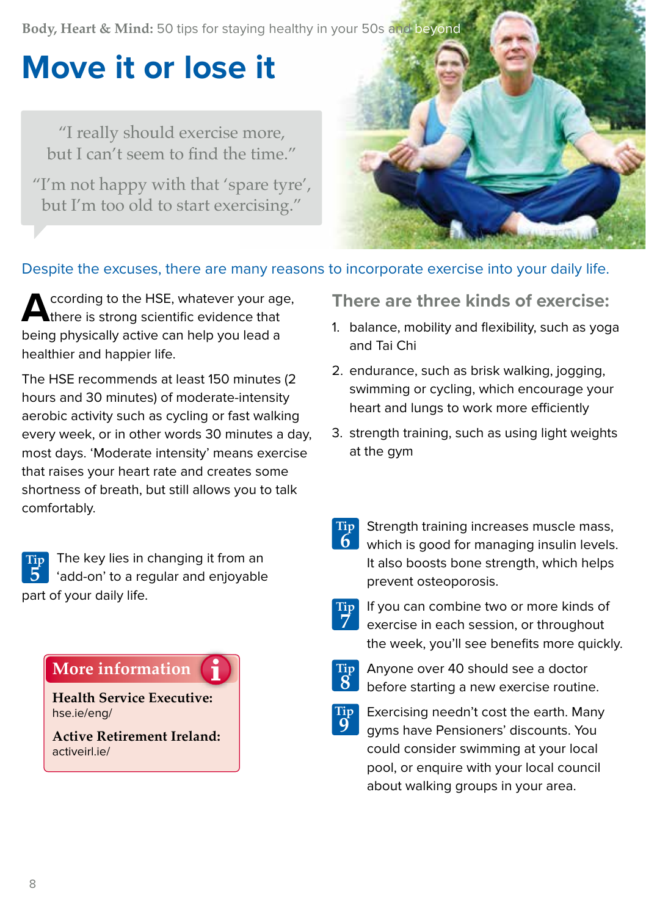# Move it or lose it

"I really should exercise more, but I can't seem to find the time."

"I'm not happy with that 'spare tyre', but I'm too old to start exercising."

Despite the excuses, there are many reasons to incorporate exercise into your daily life.

According to the HSE, whatever your age, there is strong scientific evidence that being physically active can help you lead a healthier and happier life.

The HSE recommends at least 150 minutes (2 hours and 30 minutes) of moderate-intensity aerobic activity such as cycling or fast walking every week, or in other words 30 minutes a day, most days. 'Moderate intensity' means exercise that raises your heart rate and creates some shortness of breath, but still allows you to talk comfortably.

**Tip 5** The key lies in changing it from an 'add-on' to a regular and enjoyable part of your daily life.

**More information**

**Health Service Executive:**
hse.ie/eng/

**Active Retirement Ireland:**
activeirl.ie/

## There are three kinds of exercise:

1. balance, mobility and flexibility, such as yoga and Tai Chi
2. endurance, such as brisk walking, jogging, swimming or cycling, which encourage your heart and lungs to work more efficiently
3. strength training, such as using light weights at the gym

**Tip 6** Strength training increases muscle mass, which is good for managing insulin levels. It also boosts bone strength, which helps prevent osteoporosis.

**Tip 7** If you can combine two or more kinds of exercise in each session, or throughout the week, you'll see benefits more quickly.

**Tip 8** Anyone over 40 should see a doctor before starting a new exercise routine.

**Tip 9** Exercising needn't cost the earth. Many gyms have Pensioners' discounts. You could consider swimming at your local pool, or enquire with your local council about walking groups in your area.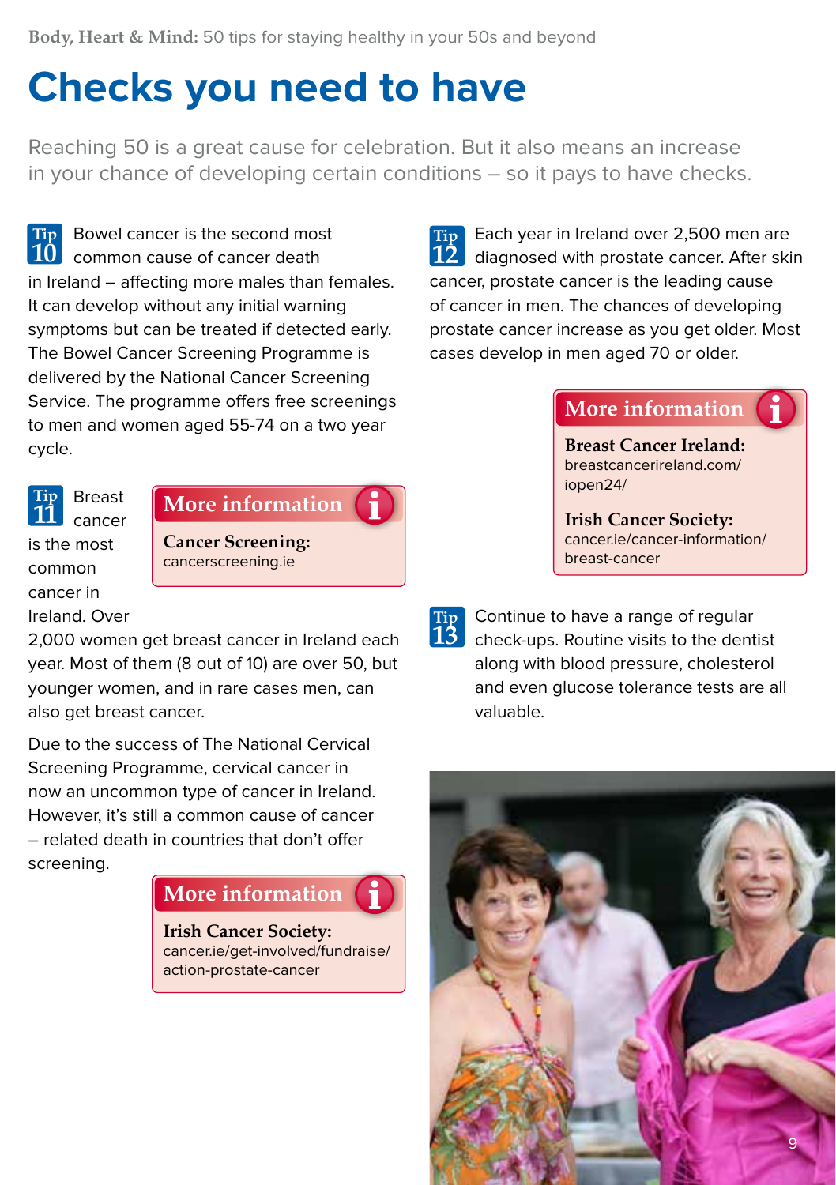# Checks you need to have

Reaching 50 is a great cause for celebration. But it also means an increase in your chance of developing certain conditions – so it pays to have checks.

**Tip 10** Bowel cancer is the second most common cause of cancer death in Ireland – affecting more males than females. It can develop without any initial warning symptoms but can be treated if detected early. The Bowel Cancer Screening Programme is delivered by the National Cancer Screening Service. The programme offers free screenings to men and women aged 55-74 on a two year cycle.

> **More information**
>
> **Cancer Screening:**
> cancerscreening.ie

**Tip 11** Breast cancer is the most common cancer in Ireland. Over 2,000 women get breast cancer in Ireland each year. Most of them (8 out of 10) are over 50, but younger women, and in rare cases men, can also get breast cancer.

Due to the success of The National Cervical Screening Programme, cervical cancer in now an uncommon type of cancer in Ireland. However, it's still a common cause of cancer – related death in countries that don't offer screening.

> **More information**
>
> **Irish Cancer Society:**
> cancer.ie/get-involved/fundraise/action-prostate-cancer

**Tip 12** Each year in Ireland over 2,500 men are diagnosed with prostate cancer. After skin cancer, prostate cancer is the leading cause of cancer in men. The chances of developing prostate cancer increase as you get older. Most cases develop in men aged 70 or older.

> **More information**
>
> **Breast Cancer Ireland:**
> breastcancerireland.com/iopen24/
>
> **Irish Cancer Society:**
> cancer.ie/cancer-information/breast-cancer

**Tip 13** Continue to have a range of regular check-ups. Routine visits to the dentist along with blood pressure, cholesterol and even glucose tolerance tests are all valuable.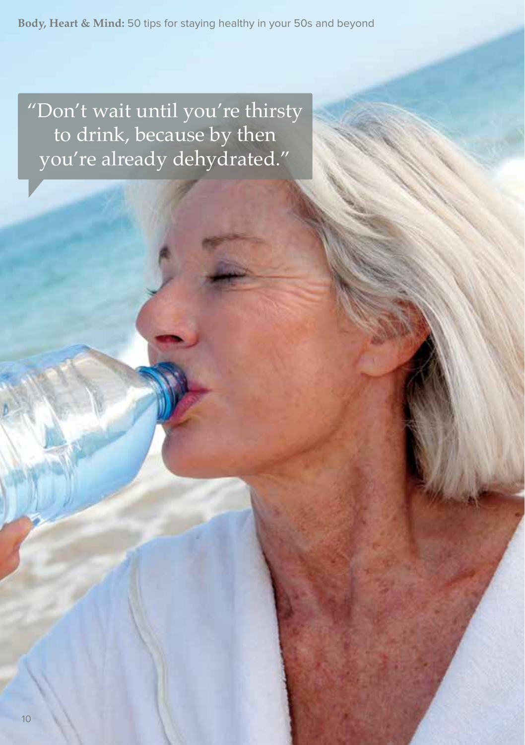"Don't wait until you're thirsty to drink, because by then you're already dehydrated."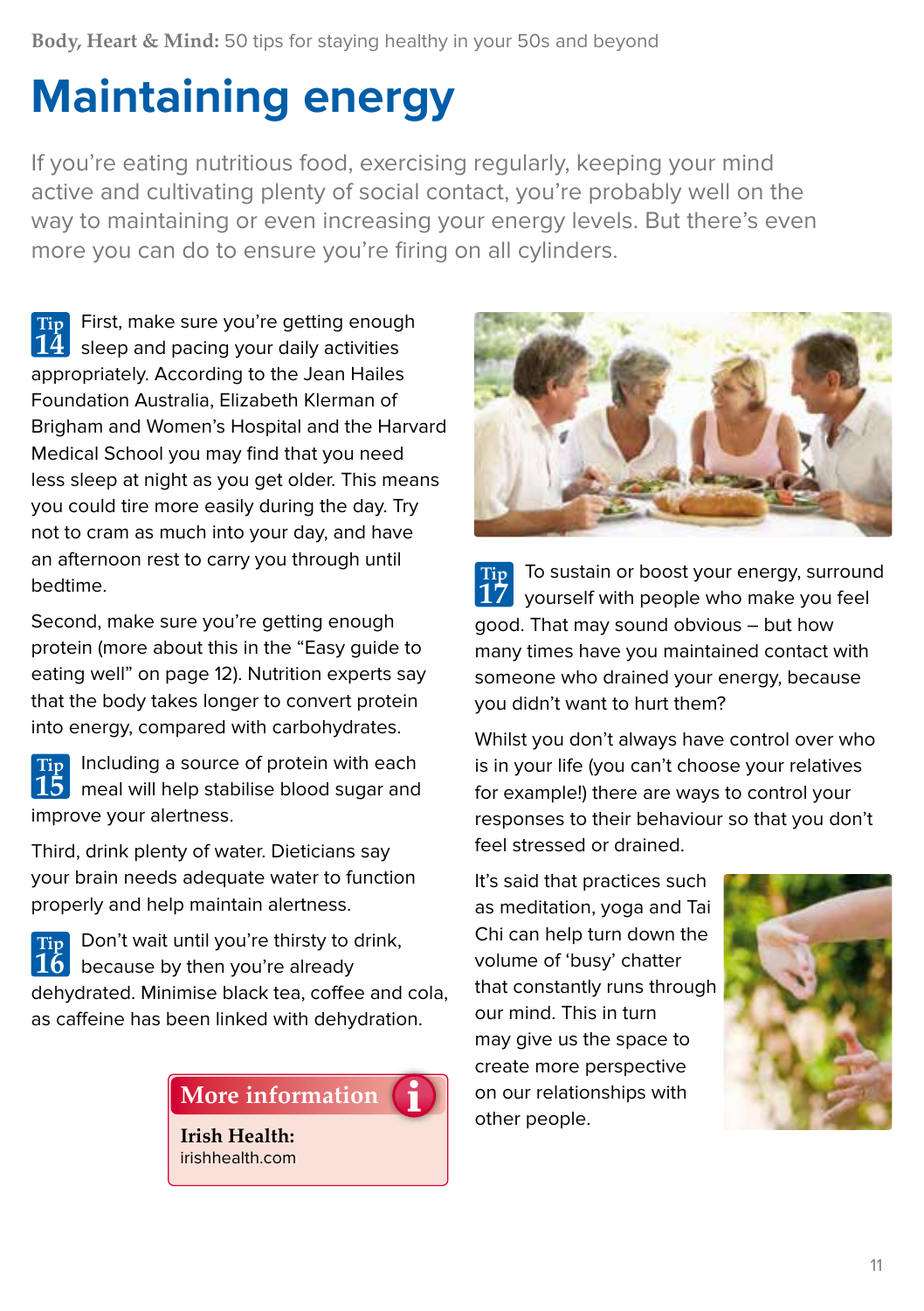# Maintaining energy

If you're eating nutritious food, exercising regularly, keeping your mind active and cultivating plenty of social contact, you're probably well on the way to maintaining or even increasing your energy levels. But there's even more you can do to ensure you're firing on all cylinders.

**Tip 14** First, make sure you're getting enough sleep and pacing your daily activities appropriately. According to the Jean Hailes Foundation Australia, Elizabeth Klerman of Brigham and Women's Hospital and the Harvard Medical School you may find that you need less sleep at night as you get older. This means you could tire more easily during the day. Try not to cram as much into your day, and have an afternoon rest to carry you through until bedtime.

Second, make sure you're getting enough protein (more about this in the "Easy guide to eating well" on page 12). Nutrition experts say that the body takes longer to convert protein into energy, compared with carbohydrates.

**Tip 15** Including a source of protein with each meal will help stabilise blood sugar and improve your alertness.

Third, drink plenty of water. Dieticians say your brain needs adequate water to function properly and help maintain alertness.

**Tip 16** Don't wait until you're thirsty to drink, because by then you're already dehydrated. Minimise black tea, coffee and cola, as caffeine has been linked with dehydration.

**More information**

**Irish Health:**
irishhealth.com

**Tip 17** To sustain or boost your energy, surround yourself with people who make you feel good. That may sound obvious – but how many times have you maintained contact with someone who drained your energy, because you didn't want to hurt them?

Whilst you don't always have control over who is in your life (you can't choose your relatives for example!) there are ways to control your responses to their behaviour so that you don't feel stressed or drained.

It's said that practices such as meditation, yoga and Tai Chi can help turn down the volume of 'busy' chatter that constantly runs through our mind. This in turn may give us the space to create more perspective on our relationships with other people.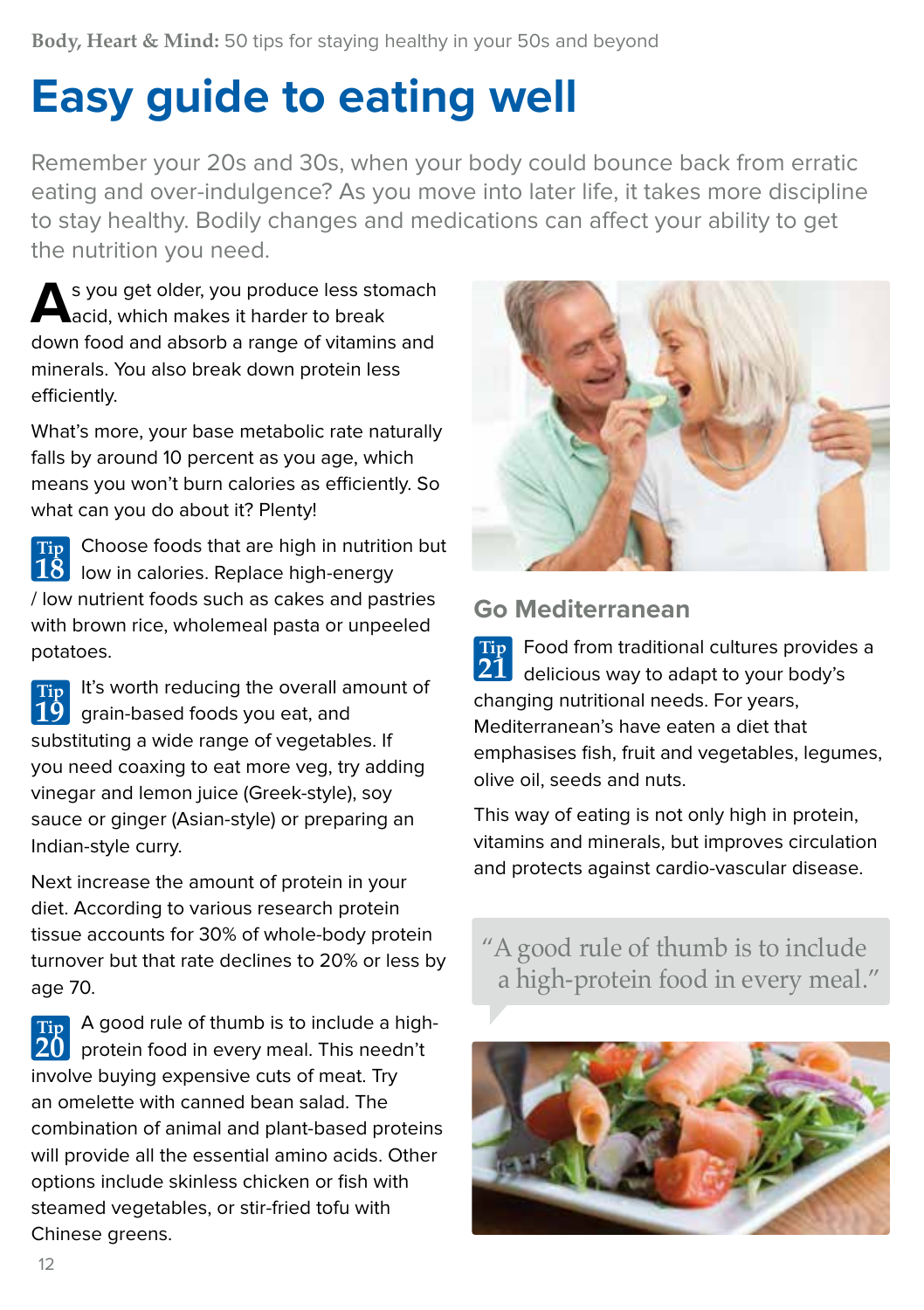# Easy guide to eating well

Remember your 20s and 30s, when your body could bounce back from erratic eating and over-indulgence? As you move into later life, it takes more discipline to stay healthy. Bodily changes and medications can affect your ability to get the nutrition you need.

As you get older, you produce less stomach acid, which makes it harder to break down food and absorb a range of vitamins and minerals. You also break down protein less efficiently.

What's more, your base metabolic rate naturally falls by around 10 percent as you age, which means you won't burn calories as efficiently. So what can you do about it? Plenty!

**Tip 18** Choose foods that are high in nutrition but low in calories. Replace high-energy / low nutrient foods such as cakes and pastries with brown rice, wholemeal pasta or unpeeled potatoes.

**Tip 19** It's worth reducing the overall amount of grain-based foods you eat, and substituting a wide range of vegetables. If you need coaxing to eat more veg, try adding vinegar and lemon juice (Greek-style), soy sauce or ginger (Asian-style) or preparing an Indian-style curry.

Next increase the amount of protein in your diet. According to various research protein tissue accounts for 30% of whole-body protein turnover but that rate declines to 20% or less by age 70.

**Tip 20** A good rule of thumb is to include a high-protein food in every meal. This needn't involve buying expensive cuts of meat. Try an omelette with canned bean salad. The combination of animal and plant-based proteins will provide all the essential amino acids. Other options include skinless chicken or fish with steamed vegetables, or stir-fried tofu with Chinese greens.

## Go Mediterranean

**Tip 21** Food from traditional cultures provides a delicious way to adapt to your body's changing nutritional needs. For years, Mediterranean's have eaten a diet that emphasises fish, fruit and vegetables, legumes, olive oil, seeds and nuts.

This way of eating is not only high in protein, vitamins and minerals, but improves circulation and protects against cardio-vascular disease.

> "A good rule of thumb is to include a high-protein food in every meal."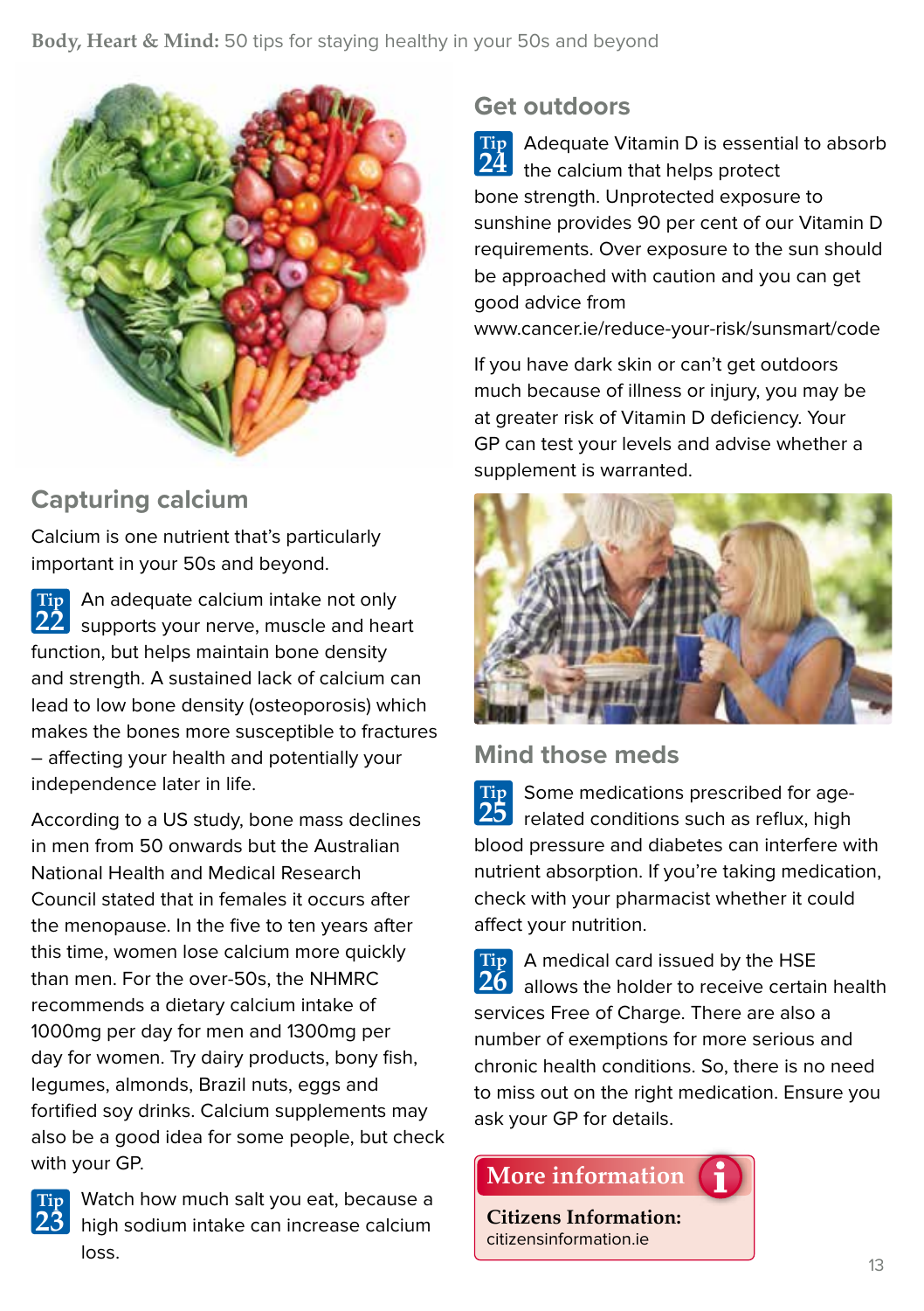## Capturing calcium

Calcium is one nutrient that's particularly important in your 50s and beyond.

**Tip 22** An adequate calcium intake not only supports your nerve, muscle and heart function, but helps maintain bone density and strength. A sustained lack of calcium can lead to low bone density (osteoporosis) which makes the bones more susceptible to fractures – affecting your health and potentially your independence later in life.

According to a US study, bone mass declines in men from 50 onwards but the Australian National Health and Medical Research Council stated that in females it occurs after the menopause. In the five to ten years after this time, women lose calcium more quickly than men. For the over-50s, the NHMRC recommends a dietary calcium intake of 1000mg per day for men and 1300mg per day for women. Try dairy products, bony fish, legumes, almonds, Brazil nuts, eggs and fortified soy drinks. Calcium supplements may also be a good idea for some people, but check with your GP.

**Tip 23** Watch how much salt you eat, because a high sodium intake can increase calcium loss.

## Get outdoors

**Tip 24** Adequate Vitamin D is essential to absorb the calcium that helps protect bone strength. Unprotected exposure to sunshine provides 90 per cent of our Vitamin D requirements. Over exposure to the sun should be approached with caution and you can get good advice from www.cancer.ie/reduce-your-risk/sunsmart/code

If you have dark skin or can't get outdoors much because of illness or injury, you may be at greater risk of Vitamin D deficiency. Your GP can test your levels and advise whether a supplement is warranted.

## Mind those meds

**Tip 25** Some medications prescribed for age-related conditions such as reflux, high blood pressure and diabetes can interfere with nutrient absorption. If you're taking medication, check with your pharmacist whether it could affect your nutrition.

**Tip 26** A medical card issued by the HSE allows the holder to receive certain health services Free of Charge. There are also a number of exemptions for more serious and chronic health conditions. So, there is no need to miss out on the right medication. Ensure you ask your GP for details.

**More information**

**Citizens Information:**
citizensinformation.ie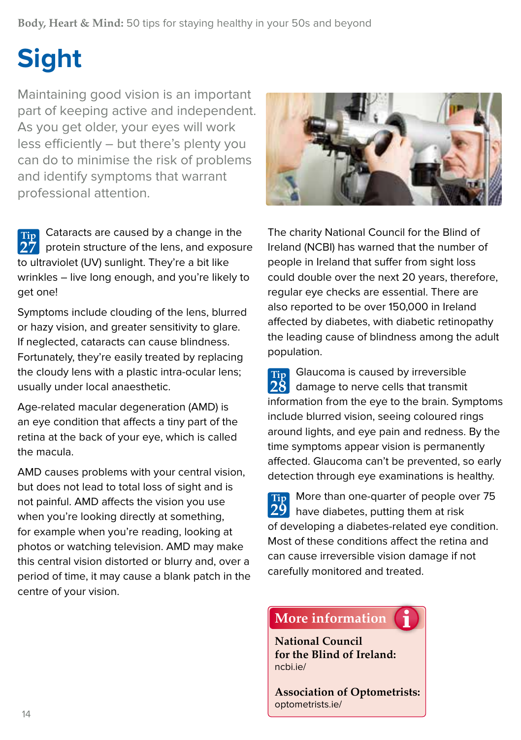# Sight

Maintaining good vision is an important part of keeping active and independent. As you get older, your eyes will work less efficiently – but there's plenty you can do to minimise the risk of problems and identify symptoms that warrant professional attention.

**Tip 27** Cataracts are caused by a change in the protein structure of the lens, and exposure to ultraviolet (UV) sunlight. They're a bit like wrinkles – live long enough, and you're likely to get one!

Symptoms include clouding of the lens, blurred or hazy vision, and greater sensitivity to glare. If neglected, cataracts can cause blindness. Fortunately, they're easily treated by replacing the cloudy lens with a plastic intra-ocular lens; usually under local anaesthetic.

Age-related macular degeneration (AMD) is an eye condition that affects a tiny part of the retina at the back of your eye, which is called the macula.

AMD causes problems with your central vision, but does not lead to total loss of sight and is not painful. AMD affects the vision you use when you're looking directly at something, for example when you're reading, looking at photos or watching television. AMD may make this central vision distorted or blurry and, over a period of time, it may cause a blank patch in the centre of your vision.

The charity National Council for the Blind of Ireland (NCBI) has warned that the number of people in Ireland that suffer from sight loss could double over the next 20 years, therefore, regular eye checks are essential. There are also reported to be over 150,000 in Ireland affected by diabetes, with diabetic retinopathy the leading cause of blindness among the adult population.

**Tip 28** Glaucoma is caused by irreversible damage to nerve cells that transmit information from the eye to the brain. Symptoms include blurred vision, seeing coloured rings around lights, and eye pain and redness. By the time symptoms appear vision is permanently affected. Glaucoma can't be prevented, so early detection through eye examinations is healthy.

**Tip 29** More than one-quarter of people over 75 have diabetes, putting them at risk of developing a diabetes-related eye condition. Most of these conditions affect the retina and can cause irreversible vision damage if not carefully monitored and treated.

**More information**

**National Council for the Blind of Ireland:**
ncbi.ie/

**Association of Optometrists:**
optometrists.ie/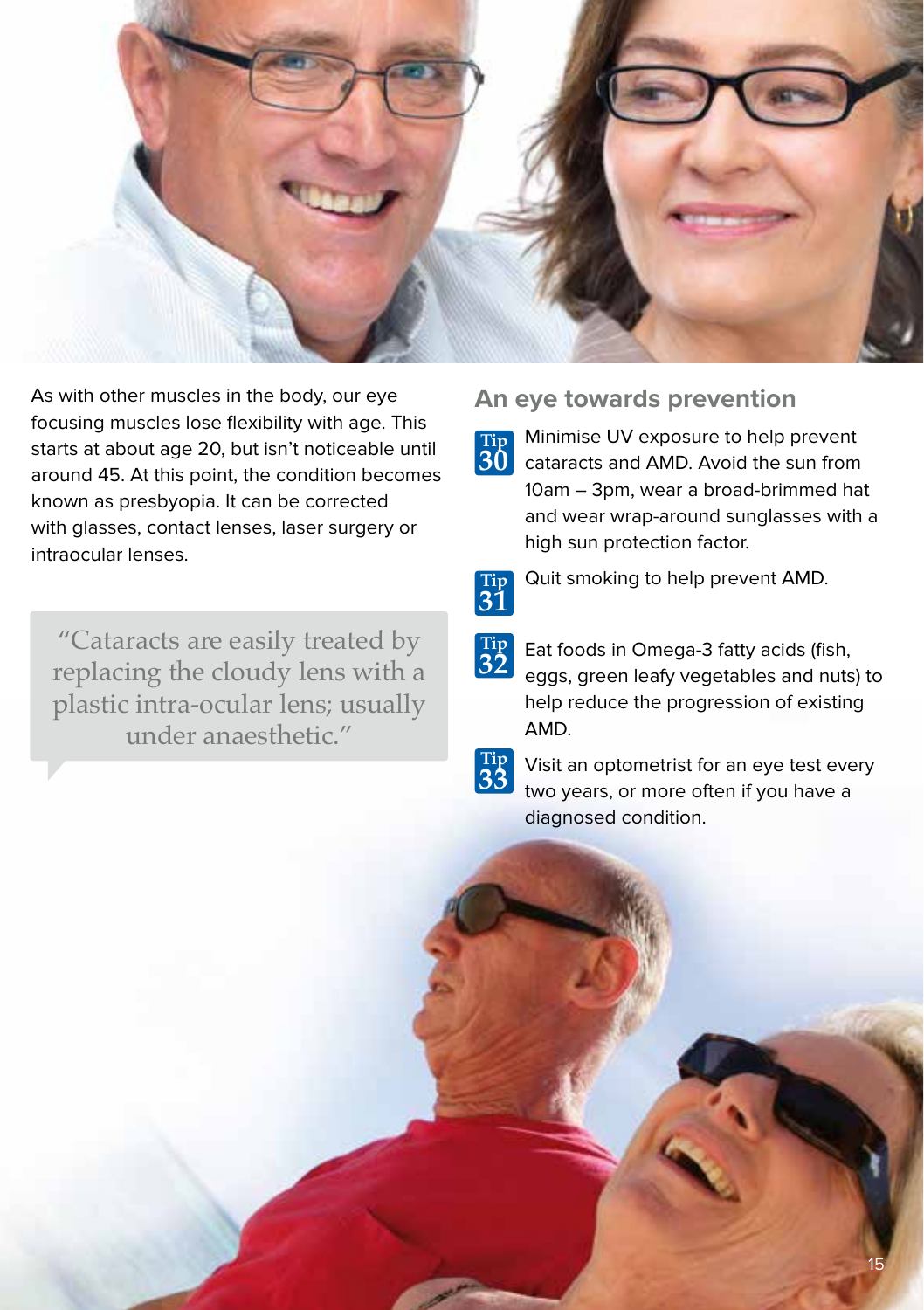As with other muscles in the body, our eye focusing muscles lose flexibility with age. This starts at about age 20, but isn't noticeable until around 45. At this point, the condition becomes known as presbyopia. It can be corrected with glasses, contact lenses, laser surgery or intraocular lenses.

> "Cataracts are easily treated by replacing the cloudy lens with a plastic intra-ocular lens; usually under anaesthetic."

## An eye towards prevention

**Tip 30** Minimise UV exposure to help prevent cataracts and AMD. Avoid the sun from 10am – 3pm, wear a broad-brimmed hat and wear wrap-around sunglasses with a high sun protection factor.

**Tip 31** Quit smoking to help prevent AMD.

**Tip 32** Eat foods in Omega-3 fatty acids (fish, eggs, green leafy vegetables and nuts) to help reduce the progression of existing AMD.

**Tip 33** Visit an optometrist for an eye test every two years, or more often if you have a diagnosed condition.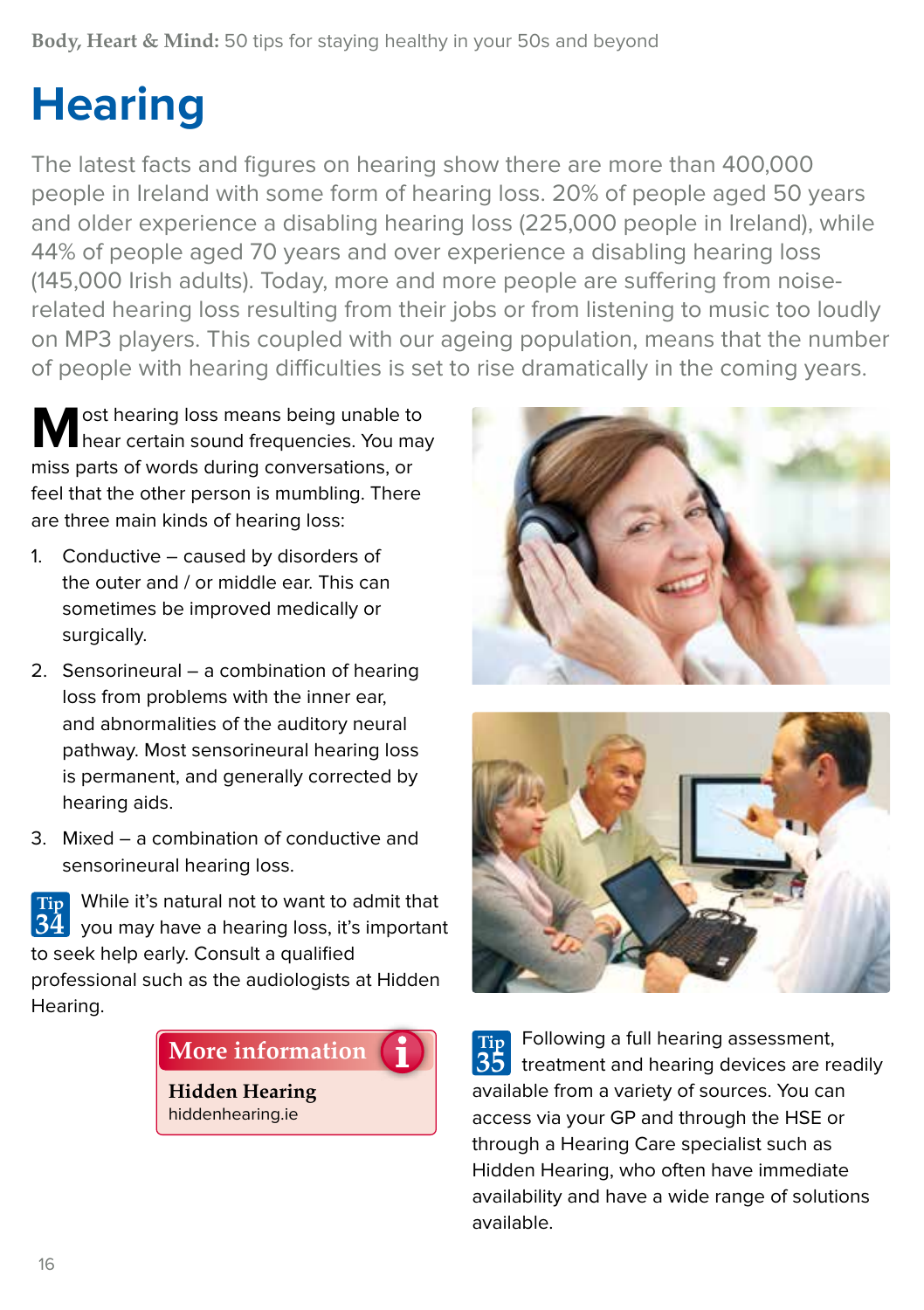# Hearing

The latest facts and figures on hearing show there are more than 400,000 people in Ireland with some form of hearing loss. 20% of people aged 50 years and older experience a disabling hearing loss (225,000 people in Ireland), while 44% of people aged 70 years and over experience a disabling hearing loss (145,000 Irish adults). Today, more and more people are suffering from noise-related hearing loss resulting from their jobs or from listening to music too loudly on MP3 players. This coupled with our ageing population, means that the number of people with hearing difficulties is set to rise dramatically in the coming years.

Most hearing loss means being unable to hear certain sound frequencies. You may miss parts of words during conversations, or feel that the other person is mumbling. There are three main kinds of hearing loss:

1. Conductive – caused by disorders of the outer and / or middle ear. This can sometimes be improved medically or surgically.
2. Sensorineural – a combination of hearing loss from problems with the inner ear, and abnormalities of the auditory neural pathway. Most sensorineural hearing loss is permanent, and generally corrected by hearing aids.
3. Mixed – a combination of conductive and sensorineural hearing loss.

**Tip 34** While it's natural not to want to admit that you may have a hearing loss, it's important to seek help early. Consult a qualified professional such as the audiologists at Hidden Hearing.

**More information**

**Hidden Hearing**
hiddenhearing.ie

**Tip 35** Following a full hearing assessment, treatment and hearing devices are readily available from a variety of sources. You can access via your GP and through the HSE or through a Hearing Care specialist such as Hidden Hearing, who often have immediate availability and have a wide range of solutions available.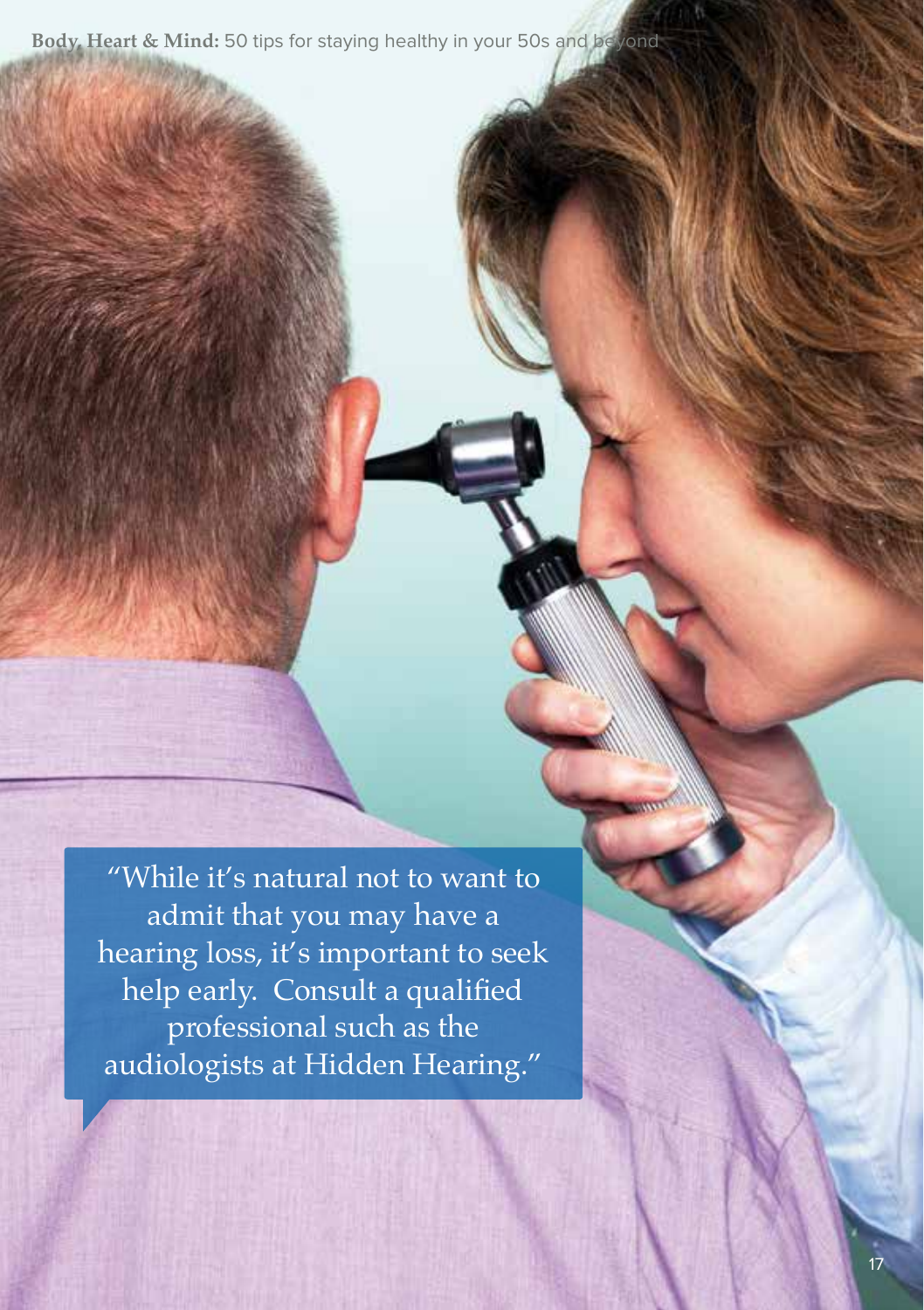"While it's natural not to want to admit that you may have a hearing loss, it's important to seek help early. Consult a qualified professional such as the audiologists at Hidden Hearing."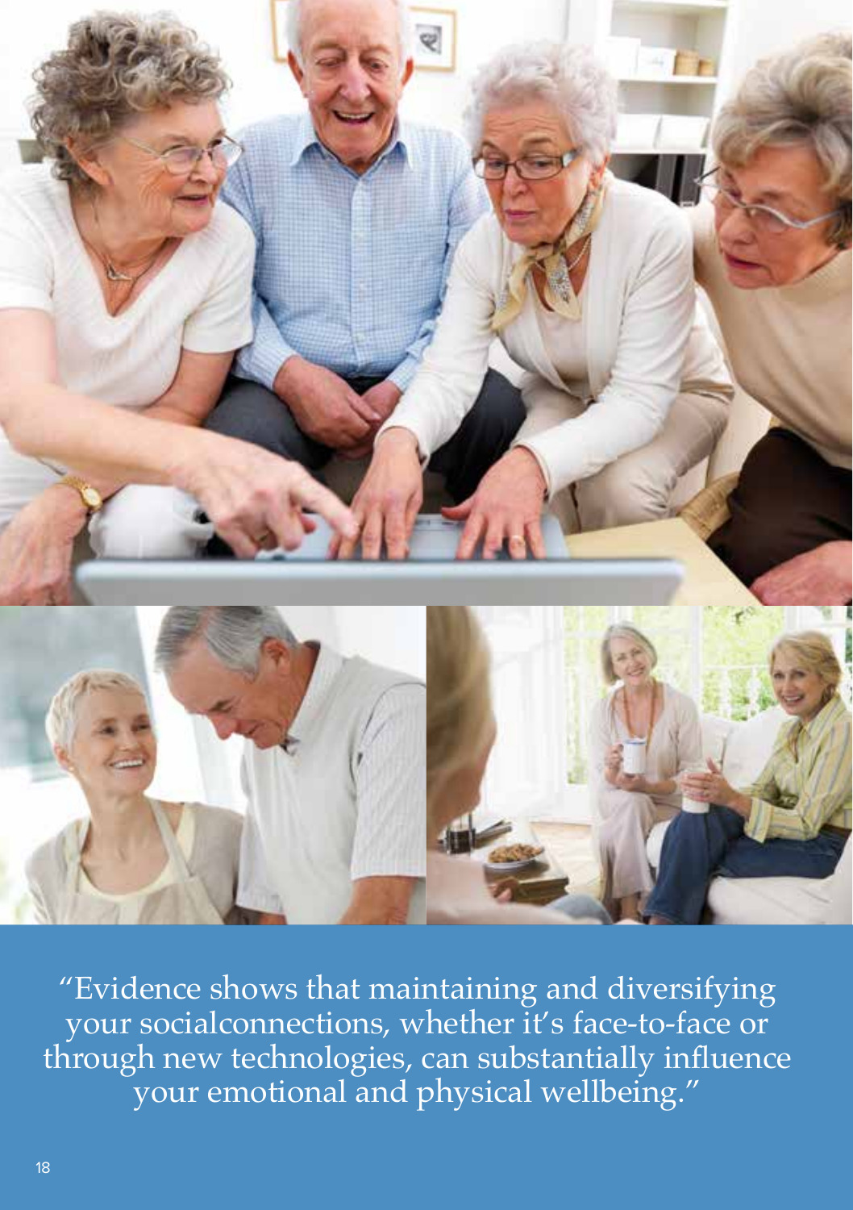"Evidence shows that maintaining and diversifying your socialconnections, whether it's face-to-face or through new technologies, can substantially influence your emotional and physical wellbeing."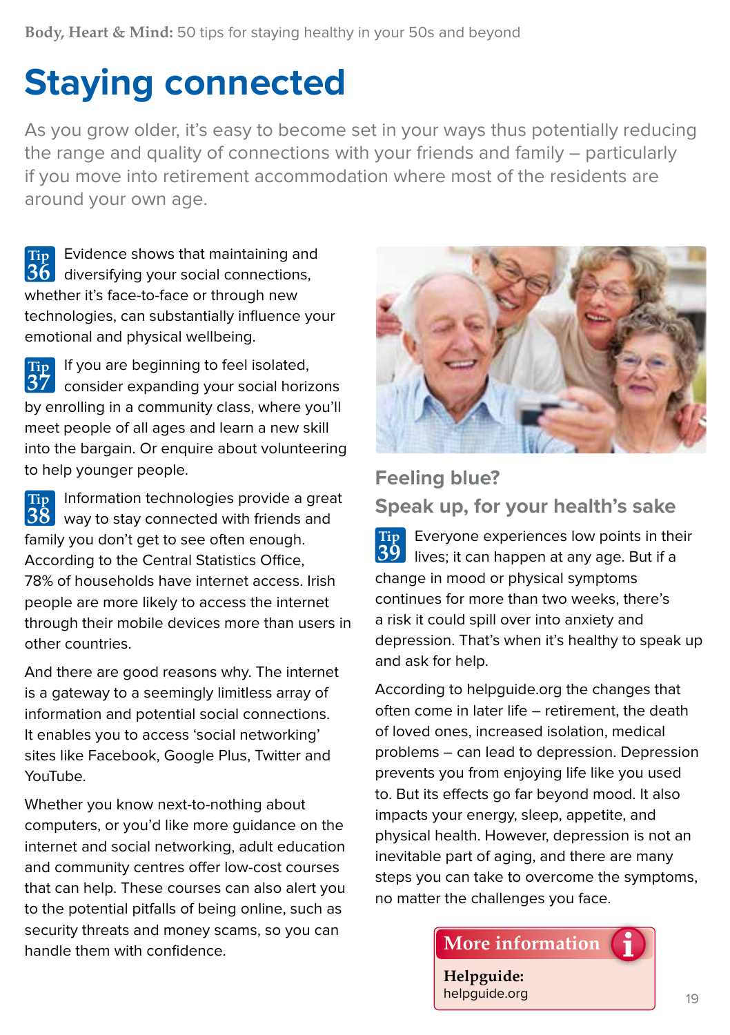# Staying connected

As you grow older, it's easy to become set in your ways thus potentially reducing the range and quality of connections with your friends and family – particularly if you move into retirement accommodation where most of the residents are around your own age.

**Tip 36** Evidence shows that maintaining and diversifying your social connections, whether it's face-to-face or through new technologies, can substantially influence your emotional and physical wellbeing.

**Tip 37** If you are beginning to feel isolated, consider expanding your social horizons by enrolling in a community class, where you'll meet people of all ages and learn a new skill into the bargain. Or enquire about volunteering to help younger people.

**Tip 38** Information technologies provide a great way to stay connected with friends and family you don't get to see often enough. According to the Central Statistics Office, 78% of households have internet access. Irish people are more likely to access the internet through their mobile devices more than users in other countries.

And there are good reasons why. The internet is a gateway to a seemingly limitless array of information and potential social connections. It enables you to access 'social networking' sites like Facebook, Google Plus, Twitter and YouTube.

Whether you know next-to-nothing about computers, or you'd like more guidance on the internet and social networking, adult education and community centres offer low-cost courses that can help. These courses can also alert you to the potential pitfalls of being online, such as security threats and money scams, so you can handle them with confidence.

## Feeling blue? Speak up, for your health's sake

**Tip 39** Everyone experiences low points in their lives; it can happen at any age. But if a change in mood or physical symptoms continues for more than two weeks, there's a risk it could spill over into anxiety and depression. That's when it's healthy to speak up and ask for help.

According to helpguide.org the changes that often come in later life – retirement, the death of loved ones, increased isolation, medical problems – can lead to depression. Depression prevents you from enjoying life like you used to. But its effects go far beyond mood. It also impacts your energy, sleep, appetite, and physical health. However, depression is not an inevitable part of aging, and there are many steps you can take to overcome the symptoms, no matter the challenges you face.

**More information**

**Helpguide:**
helpguide.org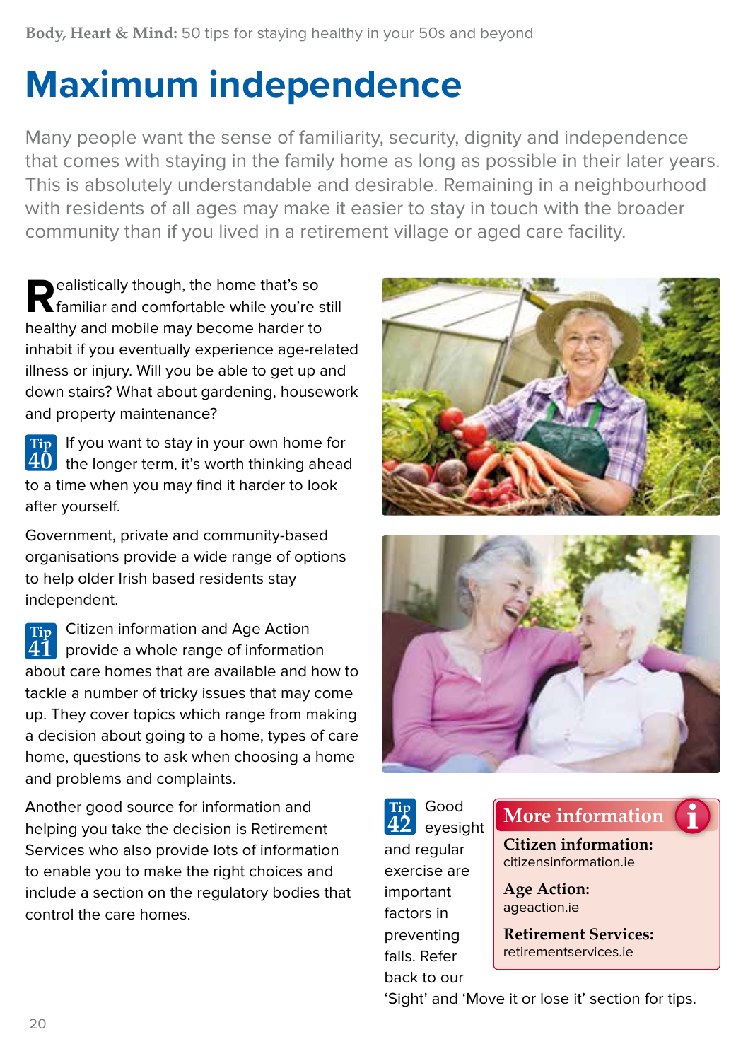# Maximum independence

Many people want the sense of familiarity, security, dignity and independence that comes with staying in the family home as long as possible in their later years. This is absolutely understandable and desirable. Remaining in a neighbourhood with residents of all ages may make it easier to stay in touch with the broader community than if you lived in a retirement village or aged care facility.

Realistically though, the home that's so familiar and comfortable while you're still healthy and mobile may become harder to inhabit if you eventually experience age-related illness or injury. Will you be able to get up and down stairs? What about gardening, housework and property maintenance?

**Tip 40** If you want to stay in your own home for the longer term, it's worth thinking ahead to a time when you may find it harder to look after yourself.

Government, private and community-based organisations provide a wide range of options to help older Irish based residents stay independent.

**Tip 41** Citizen information and Age Action provide a whole range of information about care homes that are available and how to tackle a number of tricky issues that may come up. They cover topics which range from making a decision about going to a home, types of care home, questions to ask when choosing a home and problems and complaints.

Another good source for information and helping you take the decision is Retirement Services who also provide lots of information to enable you to make the right choices and include a section on the regulatory bodies that control the care homes.

**Tip 42** Good eyesight and regular exercise are important factors in preventing falls. Refer back to our 'Sight' and 'Move it or lose it' section for tips.

## More information

**Citizen information:**
citizensinformation.ie

**Age Action:**
ageaction.ie

**Retirement Services:**
retirementservices.ie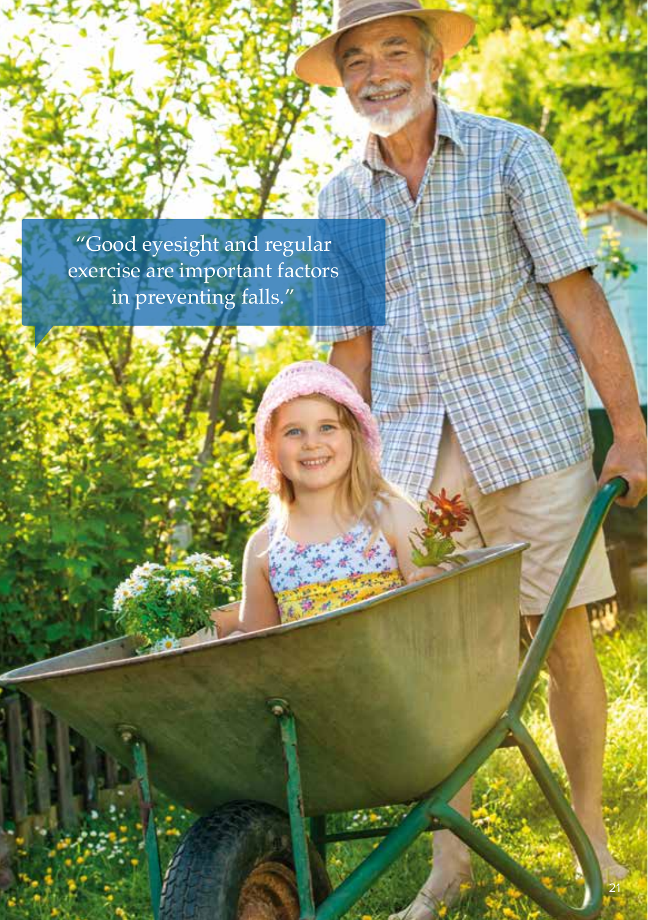"Good eyesight and regular exercise are important factors in preventing falls."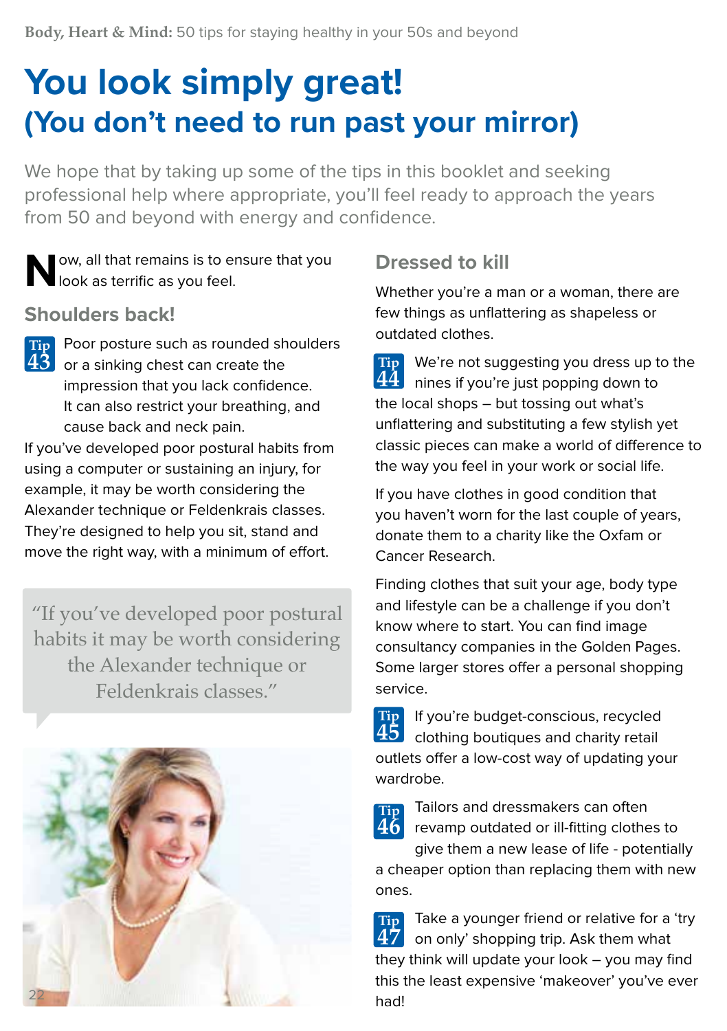# You look simply great!

## (You don't need to run past your mirror)

We hope that by taking up some of the tips in this booklet and seeking professional help where appropriate, you'll feel ready to approach the years from 50 and beyond with energy and confidence.

Now, all that remains is to ensure that you look as terrific as you feel.

### Shoulders back!

**Tip 43** Poor posture such as rounded shoulders or a sinking chest can create the impression that you lack confidence. It can also restrict your breathing, and cause back and neck pain.

If you've developed poor postural habits from using a computer or sustaining an injury, for example, it may be worth considering the Alexander technique or Feldenkrais classes. They're designed to help you sit, stand and move the right way, with a minimum of effort.

> "If you've developed poor postural habits it may be worth considering the Alexander technique or Feldenkrais classes."

### Dressed to kill

Whether you're a man or a woman, there are few things as unflattering as shapeless or outdated clothes.

**Tip 44** We're not suggesting you dress up to the nines if you're just popping down to the local shops – but tossing out what's unflattering and substituting a few stylish yet classic pieces can make a world of difference to the way you feel in your work or social life.

If you have clothes in good condition that you haven't worn for the last couple of years, donate them to a charity like the Oxfam or Cancer Research.

Finding clothes that suit your age, body type and lifestyle can be a challenge if you don't know where to start. You can find image consultancy companies in the Golden Pages. Some larger stores offer a personal shopping service.

**Tip 45** If you're budget-conscious, recycled clothing boutiques and charity retail outlets offer a low-cost way of updating your wardrobe.

**Tip 46** Tailors and dressmakers can often revamp outdated or ill-fitting clothes to give them a new lease of life - potentially a cheaper option than replacing them with new ones.

**Tip 47** Take a younger friend or relative for a 'try on only' shopping trip. Ask them what they think will update your look – you may find this the least expensive 'makeover' you've ever had!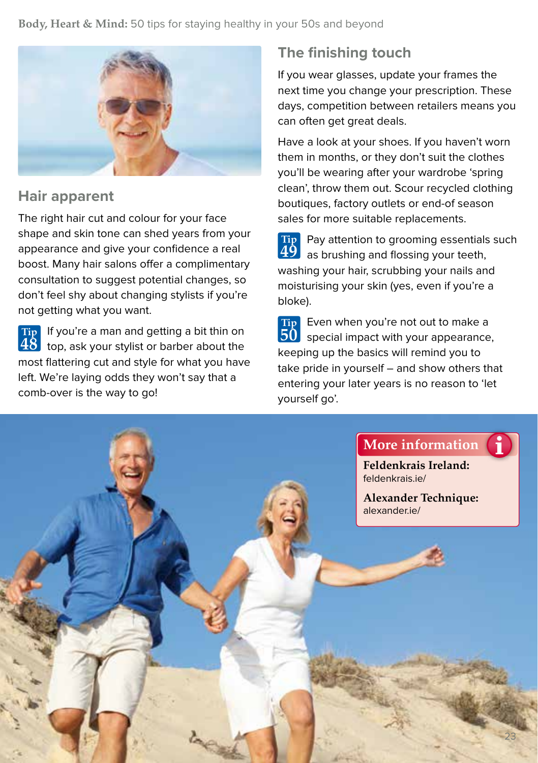## Hair apparent

The right hair cut and colour for your face shape and skin tone can shed years from your appearance and give your confidence a real boost. Many hair salons offer a complimentary consultation to suggest potential changes, so don't feel shy about changing stylists if you're not getting what you want.

**Tip 48** If you're a man and getting a bit thin on top, ask your stylist or barber about the most flattering cut and style for what you have left. We're laying odds they won't say that a comb-over is the way to go!

## The finishing touch

If you wear glasses, update your frames the next time you change your prescription. These days, competition between retailers means you can often get great deals.

Have a look at your shoes. If you haven't worn them in months, or they don't suit the clothes you'll be wearing after your wardrobe 'spring clean', throw them out. Scour recycled clothing boutiques, factory outlets or end-of season sales for more suitable replacements.

**Tip 49** Pay attention to grooming essentials such as brushing and flossing your teeth, washing your hair, scrubbing your nails and moisturising your skin (yes, even if you're a bloke).

**Tip 50** Even when you're not out to make a special impact with your appearance, keeping up the basics will remind you to take pride in yourself – and show others that entering your later years is no reason to 'let yourself go'.

### More information

**Feldenkrais Ireland:**
feldenkrais.ie/

**Alexander Technique:**
alexander.ie/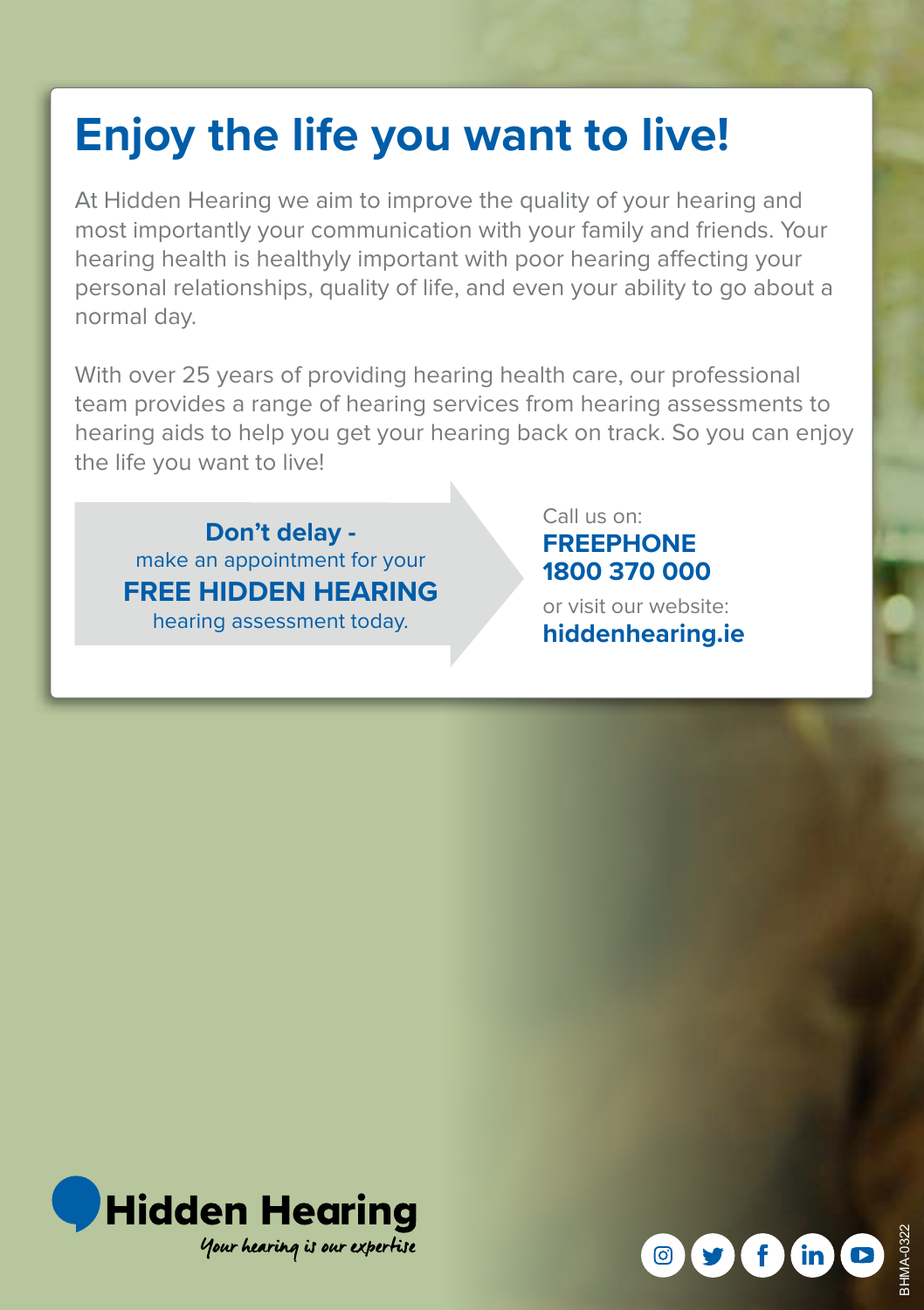# Enjoy the life you want to live!

At Hidden Hearing we aim to improve the quality of your hearing and most importantly your communication with your family and friends. Your hearing health is healthyly important with poor hearing affecting your personal relationships, quality of life, and even your ability to go about a normal day.

With over 25 years of providing hearing health care, our professional team provides a range of hearing services from hearing assessments to hearing aids to help you get your hearing back on track. So you can enjoy the life you want to live!

**Don't delay -**
make an appointment for your
**FREE HIDDEN HEARING**
hearing assessment today.

Call us on:
**FREEPHONE**
**1800 370 000**

or visit our website:
**hiddenhearing.ie**

**Hidden Hearing**
*Your hearing is our expertise*

BHMA-0322